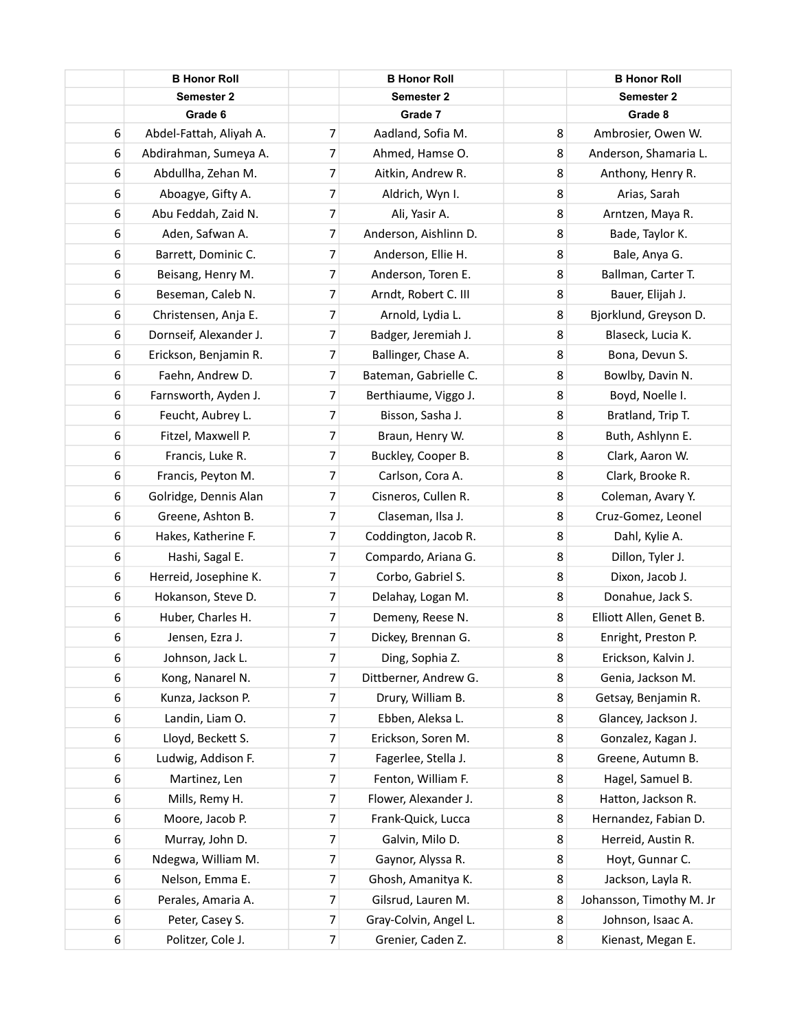|  | B Honor Roll |  | B Honor Roll |  | B Honor Roll |
|---|---|---|---|---|---|
|  | Semester 2 |  | Semester 2 |  | Semester 2 |
|  | Grade 6 |  | Grade 7 |  | Grade 8 |
| 6 | Abdel-Fattah, Aliyah A. | 7 | Aadland, Sofia M. | 8 | Ambrosier, Owen W. |
| 6 | Abdirahman, Sumeya A. | 7 | Ahmed, Hamse O. | 8 | Anderson, Shamaria L. |
| 6 | Abdullha, Zehan M. | 7 | Aitkin, Andrew R. | 8 | Anthony, Henry R. |
| 6 | Aboagye, Gifty A. | 7 | Aldrich, Wyn I. | 8 | Arias, Sarah |
| 6 | Abu Feddah, Zaid N. | 7 | Ali, Yasir A. | 8 | Arntzen, Maya R. |
| 6 | Aden, Safwan A. | 7 | Anderson, Aishlinn D. | 8 | Bade, Taylor K. |
| 6 | Barrett, Dominic C. | 7 | Anderson, Ellie H. | 8 | Bale, Anya G. |
| 6 | Beisang, Henry M. | 7 | Anderson, Toren E. | 8 | Ballman, Carter T. |
| 6 | Beseman, Caleb N. | 7 | Arndt, Robert C. III | 8 | Bauer, Elijah J. |
| 6 | Christensen, Anja E. | 7 | Arnold, Lydia L. | 8 | Bjorklund, Greyson D. |
| 6 | Dornseif, Alexander J. | 7 | Badger, Jeremiah J. | 8 | Blaseck, Lucia K. |
| 6 | Erickson, Benjamin R. | 7 | Ballinger, Chase A. | 8 | Bona, Devun S. |
| 6 | Faehn, Andrew D. | 7 | Bateman, Gabrielle C. | 8 | Bowlby, Davin N. |
| 6 | Farnsworth, Ayden J. | 7 | Berthiaume, Viggo J. | 8 | Boyd, Noelle I. |
| 6 | Feucht, Aubrey L. | 7 | Bisson, Sasha J. | 8 | Bratland, Trip T. |
| 6 | Fitzel, Maxwell P. | 7 | Braun, Henry W. | 8 | Buth, Ashlynn E. |
| 6 | Francis, Luke R. | 7 | Buckley, Cooper B. | 8 | Clark, Aaron W. |
| 6 | Francis, Peyton M. | 7 | Carlson, Cora A. | 8 | Clark, Brooke R. |
| 6 | Golridge, Dennis Alan | 7 | Cisneros, Cullen R. | 8 | Coleman, Avary Y. |
| 6 | Greene, Ashton B. | 7 | Claseman, Ilsa J. | 8 | Cruz-Gomez, Leonel |
| 6 | Hakes, Katherine F. | 7 | Coddington, Jacob R. | 8 | Dahl, Kylie A. |
| 6 | Hashi, Sagal E. | 7 | Compardo, Ariana G. | 8 | Dillon, Tyler J. |
| 6 | Herreid, Josephine K. | 7 | Corbo, Gabriel S. | 8 | Dixon, Jacob J. |
| 6 | Hokanson, Steve D. | 7 | Delahay, Logan M. | 8 | Donahue, Jack S. |
| 6 | Huber, Charles H. | 7 | Demeny, Reese N. | 8 | Elliott Allen, Genet B. |
| 6 | Jensen, Ezra J. | 7 | Dickey, Brennan G. | 8 | Enright, Preston P. |
| 6 | Johnson, Jack L. | 7 | Ding, Sophia Z. | 8 | Erickson, Kalvin J. |
| 6 | Kong, Nanarel N. | 7 | Dittberner, Andrew G. | 8 | Genia, Jackson M. |
| 6 | Kunza, Jackson P. | 7 | Drury, William B. | 8 | Getsay, Benjamin R. |
| 6 | Landin, Liam O. | 7 | Ebben, Aleksa L. | 8 | Glancey, Jackson J. |
| 6 | Lloyd, Beckett S. | 7 | Erickson, Soren M. | 8 | Gonzalez, Kagan J. |
| 6 | Ludwig, Addison F. | 7 | Fagerlee, Stella J. | 8 | Greene, Autumn B. |
| 6 | Martinez, Len | 7 | Fenton, William F. | 8 | Hagel, Samuel B. |
| 6 | Mills, Remy H. | 7 | Flower, Alexander J. | 8 | Hatton, Jackson R. |
| 6 | Moore, Jacob P. | 7 | Frank-Quick, Lucca | 8 | Hernandez, Fabian D. |
| 6 | Murray, John D. | 7 | Galvin, Milo D. | 8 | Herreid, Austin R. |
| 6 | Ndegwa, William M. | 7 | Gaynor, Alyssa R. | 8 | Hoyt, Gunnar C. |
| 6 | Nelson, Emma E. | 7 | Ghosh, Amanitya K. | 8 | Jackson, Layla R. |
| 6 | Perales, Amaria A. | 7 | Gilsrud, Lauren M. | 8 | Johansson, Timothy M. Jr |
| 6 | Peter, Casey S. | 7 | Gray-Colvin, Angel L. | 8 | Johnson, Isaac A. |
| 6 | Politzer, Cole J. | 7 | Grenier, Caden Z. | 8 | Kienast, Megan E. |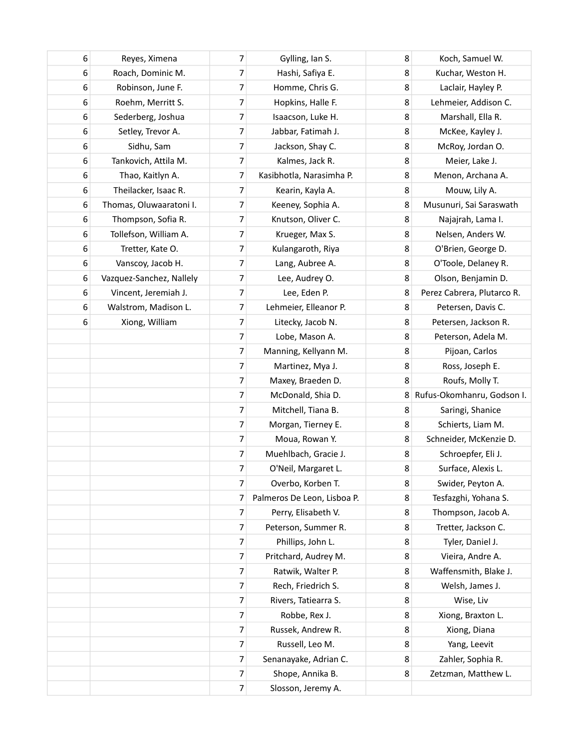| | | | | | |
|---|---|---|---|---|---|
| 6 | Reyes, Ximena | 7 | Gylling, Ian S. | 8 | Koch, Samuel W. |
| 6 | Roach, Dominic M. | 7 | Hashi, Safiya E. | 8 | Kuchar, Weston H. |
| 6 | Robinson, June F. | 7 | Homme, Chris G. | 8 | Laclair, Hayley P. |
| 6 | Roehm, Merritt S. | 7 | Hopkins, Halle F. | 8 | Lehmeier, Addison C. |
| 6 | Sederberg, Joshua | 7 | Isaacson, Luke H. | 8 | Marshall, Ella R. |
| 6 | Setley, Trevor A. | 7 | Jabbar, Fatimah J. | 8 | McKee, Kayley J. |
| 6 | Sidhu, Sam | 7 | Jackson, Shay C. | 8 | McRoy, Jordan O. |
| 6 | Tankovich, Attila M. | 7 | Kalmes, Jack R. | 8 | Meier, Lake J. |
| 6 | Thao, Kaitlyn A. | 7 | Kasibhotla, Narasimha P. | 8 | Menon, Archana A. |
| 6 | Theilacker, Isaac R. | 7 | Kearin, Kayla A. | 8 | Mouw, Lily A. |
| 6 | Thomas, Oluwaaratoni I. | 7 | Keeney, Sophia A. | 8 | Musunuri, Sai Saraswath |
| 6 | Thompson, Sofia R. | 7 | Knutson, Oliver C. | 8 | Najajrah, Lama I. |
| 6 | Tollefson, William A. | 7 | Krueger, Max S. | 8 | Nelsen, Anders W. |
| 6 | Tretter, Kate O. | 7 | Kulangaroth, Riya | 8 | O'Brien, George D. |
| 6 | Vanscoy, Jacob H. | 7 | Lang, Aubree A. | 8 | O'Toole, Delaney R. |
| 6 | Vazquez-Sanchez, Nallely | 7 | Lee, Audrey O. | 8 | Olson, Benjamin D. |
| 6 | Vincent, Jeremiah J. | 7 | Lee, Eden P. | 8 | Perez Cabrera, Plutarco R. |
| 6 | Walstrom, Madison L. | 7 | Lehmeier, Elleanor P. | 8 | Petersen, Davis C. |
| 6 | Xiong, William | 7 | Litecky, Jacob N. | 8 | Petersen, Jackson R. |
| | | 7 | Lobe, Mason A. | 8 | Peterson, Adela M. |
| | | 7 | Manning, Kellyann M. | 8 | Pijoan, Carlos |
| | | 7 | Martinez, Mya J. | 8 | Ross, Joseph E. |
| | | 7 | Maxey, Braeden D. | 8 | Roufs, Molly T. |
| | | 7 | McDonald, Shia D. | 8 | Rufus-Okomhanru, Godson I. |
| | | 7 | Mitchell, Tiana B. | 8 | Saringi, Shanice |
| | | 7 | Morgan, Tierney E. | 8 | Schierts, Liam M. |
| | | 7 | Moua, Rowan Y. | 8 | Schneider, McKenzie D. |
| | | 7 | Muehlbach, Gracie J. | 8 | Schroepfer, Eli J. |
| | | 7 | O'Neil, Margaret L. | 8 | Surface, Alexis L. |
| | | 7 | Overbo, Korben T. | 8 | Swider, Peyton A. |
| | | 7 | Palmeros De Leon, Lisboa P. | 8 | Tesfazghi, Yohana S. |
| | | 7 | Perry, Elisabeth V. | 8 | Thompson, Jacob A. |
| | | 7 | Peterson, Summer R. | 8 | Tretter, Jackson C. |
| | | 7 | Phillips, John L. | 8 | Tyler, Daniel J. |
| | | 7 | Pritchard, Audrey M. | 8 | Vieira, Andre A. |
| | | 7 | Ratwik, Walter P. | 8 | Waffensmith, Blake J. |
| | | 7 | Rech, Friedrich S. | 8 | Welsh, James J. |
| | | 7 | Rivers, Tatiearra S. | 8 | Wise, Liv |
| | | 7 | Robbe, Rex J. | 8 | Xiong, Braxton L. |
| | | 7 | Russek, Andrew R. | 8 | Xiong, Diana |
| | | 7 | Russell, Leo M. | 8 | Yang, Leevit |
| | | 7 | Senanayake, Adrian C. | 8 | Zahler, Sophia R. |
| | | 7 | Shope, Annika B. | 8 | Zetzman, Matthew L. |
| | | 7 | Slosson, Jeremy A. | | |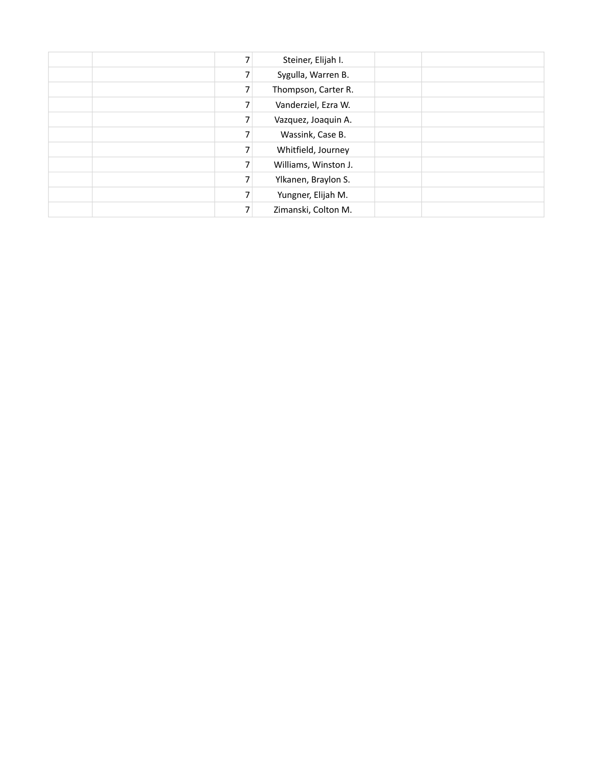| | | | | | |
|---|---|---|---|---|---|
| | | 7 | Steiner, Elijah I. | | |
| | | 7 | Sygulla, Warren B. | | |
| | | 7 | Thompson, Carter R. | | |
| | | 7 | Vanderziel, Ezra W. | | |
| | | 7 | Vazquez, Joaquin A. | | |
| | | 7 | Wassink, Case B. | | |
| | | 7 | Whitfield, Journey | | |
| | | 7 | Williams, Winston J. | | |
| | | 7 | Ylkanen, Braylon S. | | |
| | | 7 | Yungner, Elijah M. | | |
| | | 7 | Zimanski, Colton M. | | |